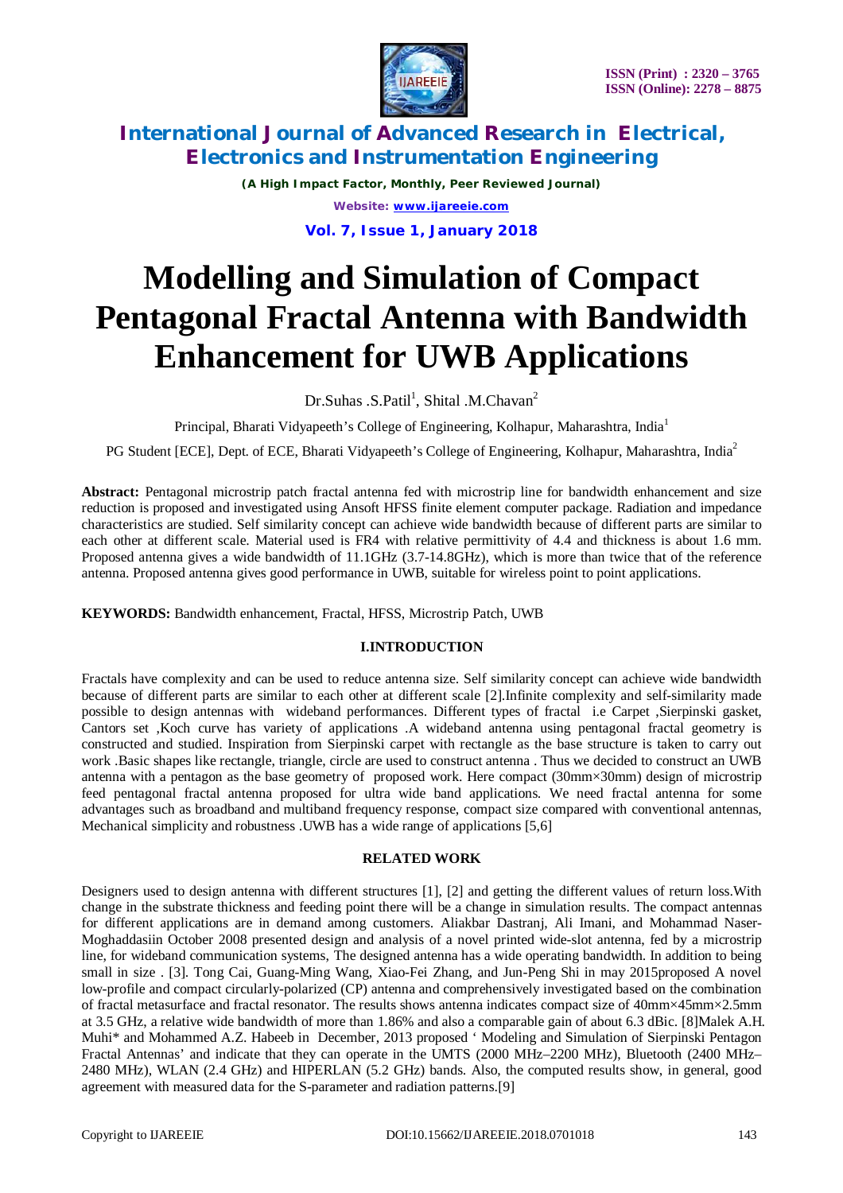# Modelling and Simulation of Compact Pentagonal Fractal Antenna with Bandwidth Enhancement for UWB Applications

Dr.Suhas .S.Patil[1], Shital .M.Chavan[2]

Principal, Bharati Vidyapeeth's College of Engineering, Kolhapur, Maharashtra, India[1]

PG Student [ECE], Dept. of ECE, Bharati Vidyapeeth's College of Engineering, Kolhapur, Maharashtra, India[2]

**Abstract:** Pentagonal microstrip patch fractal antenna fed with microstrip line for bandwidth enhancement and size reduction is proposed and investigated using Ansoft HFSS finite element computer package. Radiation and impedance characteristics are studied. Self similarity concept can achieve wide bandwidth because of different parts are similar to each other at different scale. Material used is FR4 with relative permittivity of 4.4 and thickness is about 1.6 mm. Proposed antenna gives a wide bandwidth of 11.1GHz (3.7-14.8GHz), which is more than twice that of the reference antenna. Proposed antenna gives good performance in UWB, suitable for wireless point to point applications.

**KEYWORDS:** Bandwidth enhancement, Fractal, HFSS, Microstrip Patch, UWB

## I.INTRODUCTION

Fractals have complexity and can be used to reduce antenna size. Self similarity concept can achieve wide bandwidth because of different parts are similar to each other at different scale [2].Infinite complexity and self-similarity made possible to design antennas with wideband performances. Different types of fractal i.e Carpet ,Sierpinski gasket, Cantors set ,Koch curve has variety of applications .A wideband antenna using pentagonal fractal geometry is constructed and studied. Inspiration from Sierpinski carpet with rectangle as the base structure is taken to carry out work .Basic shapes like rectangle, triangle, circle are used to construct antenna . Thus we decided to construct an UWB antenna with a pentagon as the base geometry of proposed work. Here compact (30mm×30mm) design of microstrip feed pentagonal fractal antenna proposed for ultra wide band applications. We need fractal antenna for some advantages such as broadband and multiband frequency response, compact size compared with conventional antennas, Mechanical simplicity and robustness .UWB has a wide range of applications [5,6]

## RELATED WORK

Designers used to design antenna with different structures [1], [2] and getting the different values of return loss.With change in the substrate thickness and feeding point there will be a change in simulation results. The compact antennas for different applications are in demand among customers. Aliakbar Dastranj, Ali Imani, and Mohammad Naser-Moghaddasiin October 2008 presented design and analysis of a novel printed wide-slot antenna, fed by a microstrip line, for wideband communication systems, The designed antenna has a wide operating bandwidth. In addition to being small in size . [3]. Tong Cai, Guang-Ming Wang, Xiao-Fei Zhang, and Jun-Peng Shi in may 2015proposed A novel low-profile and compact circularly-polarized (CP) antenna and comprehensively investigated based on the combination of fractal metasurface and fractal resonator. The results shows antenna indicates compact size of 40mm×45mm×2.5mm at 3.5 GHz, a relative wide bandwidth of more than 1.86% and also a comparable gain of about 6.3 dBic. [8]Malek A.H. Muhi* and Mohammed A.Z. Habeeb in December, 2013 proposed ' Modeling and Simulation of Sierpinski Pentagon Fractal Antennas' and indicate that they can operate in the UMTS (2000 MHz–2200 MHz), Bluetooth (2400 MHz–2480 MHz), WLAN (2.4 GHz) and HIPERLAN (5.2 GHz) bands. Also, the computed results show, in general, good agreement with measured data for the S-parameter and radiation patterns.[9]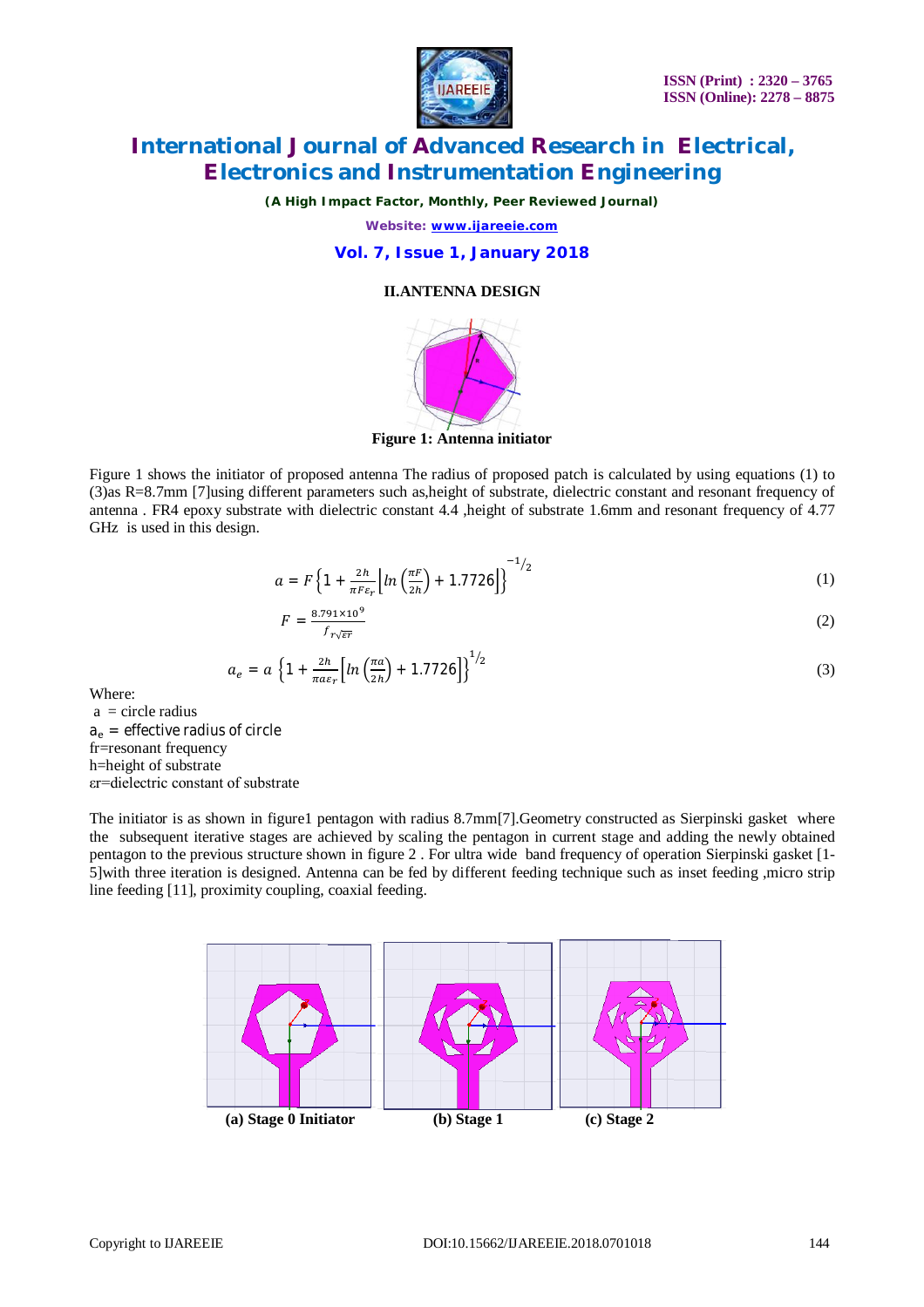## II.ANTENNA DESIGN

Figure 1: Antenna initiator

Figure 1 shows the initiator of proposed antenna The radius of proposed patch is calculated by using equations (1) to (3)as R=8.7mm [7]using different parameters such as,height of substrate, dielectric constant and resonant frequency of antenna . FR4 epoxy substrate with dielectric constant 4.4 ,height of substrate 1.6mm and resonant frequency of 4.77 GHz is used in this design.

$$a = F\left\{1 + \frac{2h}{\pi F \varepsilon_r}\left[ln\left(\frac{\pi F}{2h}\right) + 1.7726\right]\right\}^{-1/2} \quad (1)$$

$$F = \frac{8.791 \times 10^9}{f_{r\sqrt{\varepsilon r}}} \quad (2)$$

$$a_e = a\left\{1 + \frac{2h}{\pi a \varepsilon_r}\left[ln\left(\frac{\pi a}{2h}\right) + 1.7726\right]\right\}^{1/2} \quad (3)$$

Where:
a = circle radius
$a_e$ = effective radius of circle
fr=resonant frequency
h=height of substrate
εr=dielectric constant of substrate

The initiator is as shown in figure1 pentagon with radius 8.7mm[7].Geometry constructed as Sierpinski gasket where the subsequent iterative stages are achieved by scaling the pentagon in current stage and adding the newly obtained pentagon to the previous structure shown in figure 2 . For ultra wide band frequency of operation Sierpinski gasket [1-5]with three iteration is designed. Antenna can be fed by different feeding technique such as inset feeding ,micro strip line feeding [11], proximity coupling, coaxial feeding.

**(a) Stage 0 Initiator** **(b) Stage 1** **(c) Stage 2**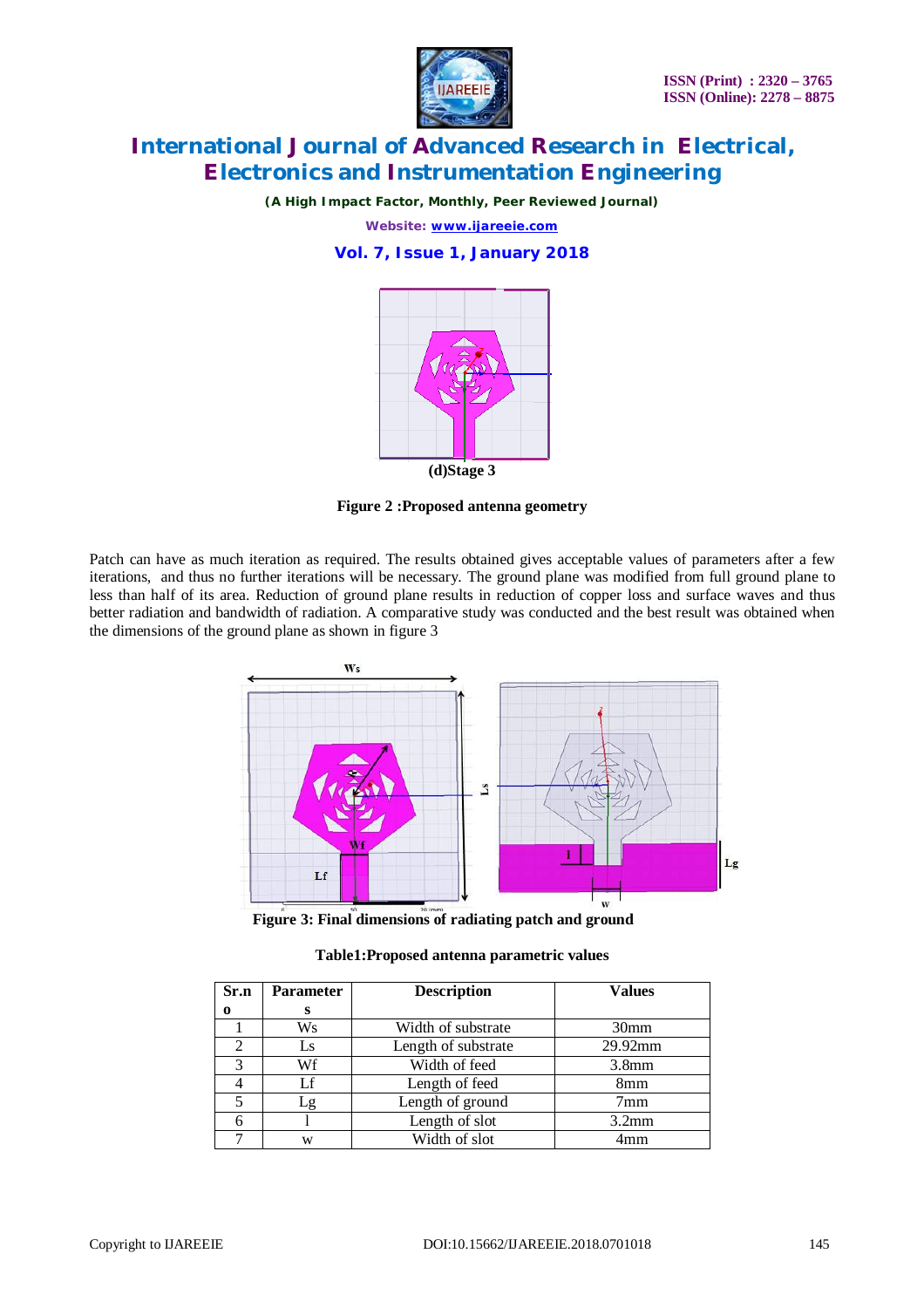(d)Stage 3

**Figure 2 :Proposed antenna geometry**

Patch can have as much iteration as required. The results obtained gives acceptable values of parameters after a few iterations, and thus no further iterations will be necessary. The ground plane was modified from full ground plane to less than half of its area. Reduction of ground plane results in reduction of copper loss and surface waves and thus better radiation and bandwidth of radiation. A comparative study was conducted and the best result was obtained when the dimensions of the ground plane as shown in figure 3

**Figure 3: Final dimensions of radiating patch and ground**

**Table1:Proposed antenna parametric values**

| Sr.no | Parameters | Description | Values |
|---|---|---|---|
| 1 | Ws | Width of substrate | 30mm |
| 2 | Ls | Length of substrate | 29.92mm |
| 3 | Wf | Width of feed | 3.8mm |
| 4 | Lf | Length of feed | 8mm |
| 5 | Lg | Length of ground | 7mm |
| 6 | l | Length of slot | 3.2mm |
| 7 | w | Width of slot | 4mm |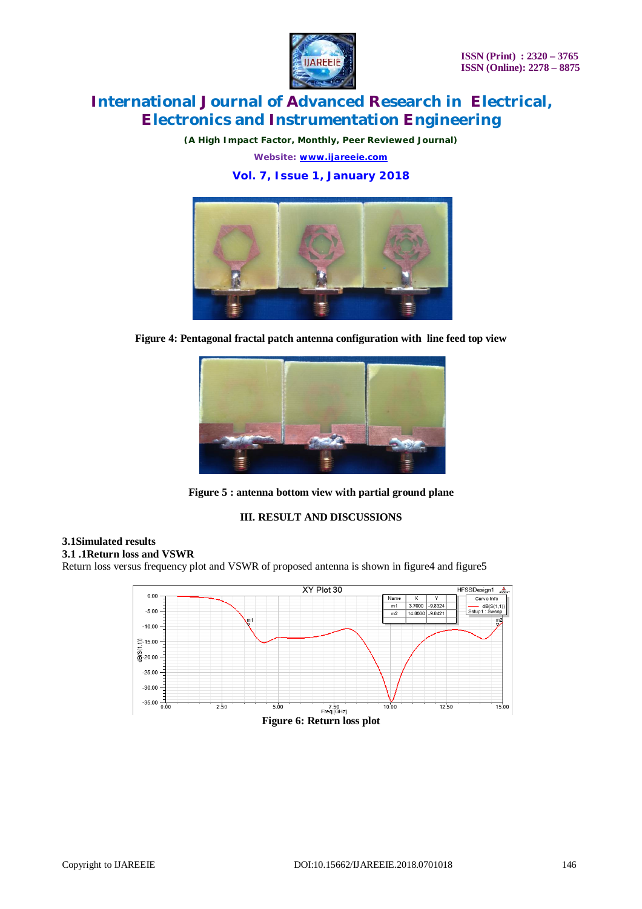Figure 4: Pentagonal fractal patch antenna configuration with line feed top view

Figure 5 : antenna bottom view with partial ground plane

## III. RESULT AND DISCUSSIONS

### 3.1Simulated results

### 3.1 .1Return loss and VSWR

Return loss versus frequency plot and VSWR of proposed antenna is shown in figure4 and figure5

Figure 6: Return loss plot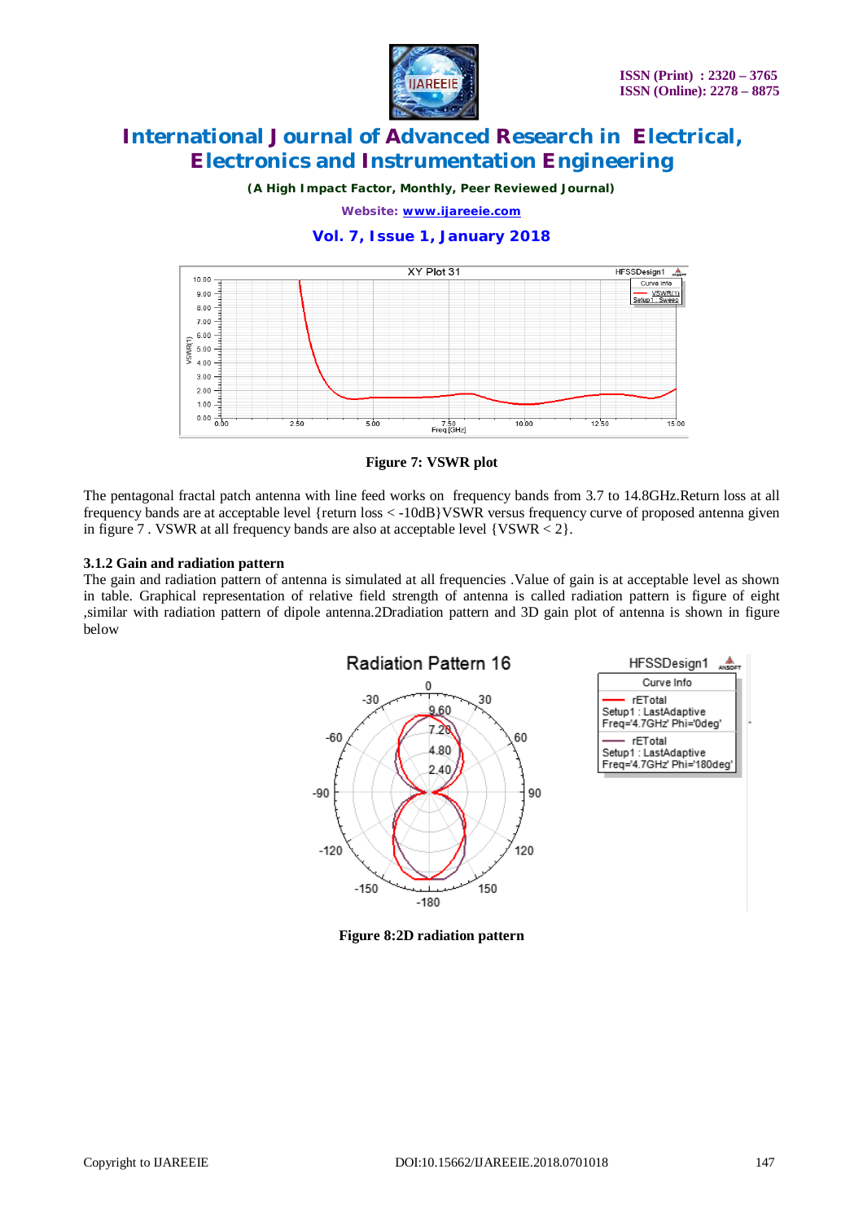Figure 7: VSWR plot

The pentagonal fractal patch antenna with line feed works on frequency bands from 3.7 to 14.8GHz.Return loss at all frequency bands are at acceptable level {return loss < -10dB}VSWR versus frequency curve of proposed antenna given in figure 7 . VSWR at all frequency bands are also at acceptable level {VSWR < 2}.

### 3.1.2 Gain and radiation pattern

The gain and radiation pattern of antenna is simulated at all frequencies .Value of gain is at acceptable level as shown in table. Graphical representation of relative field strength of antenna is called radiation pattern is figure of eight ,similar with radiation pattern of dipole antenna.2Dradiation pattern and 3D gain plot of antenna is shown in figure below

Figure 8:2D radiation pattern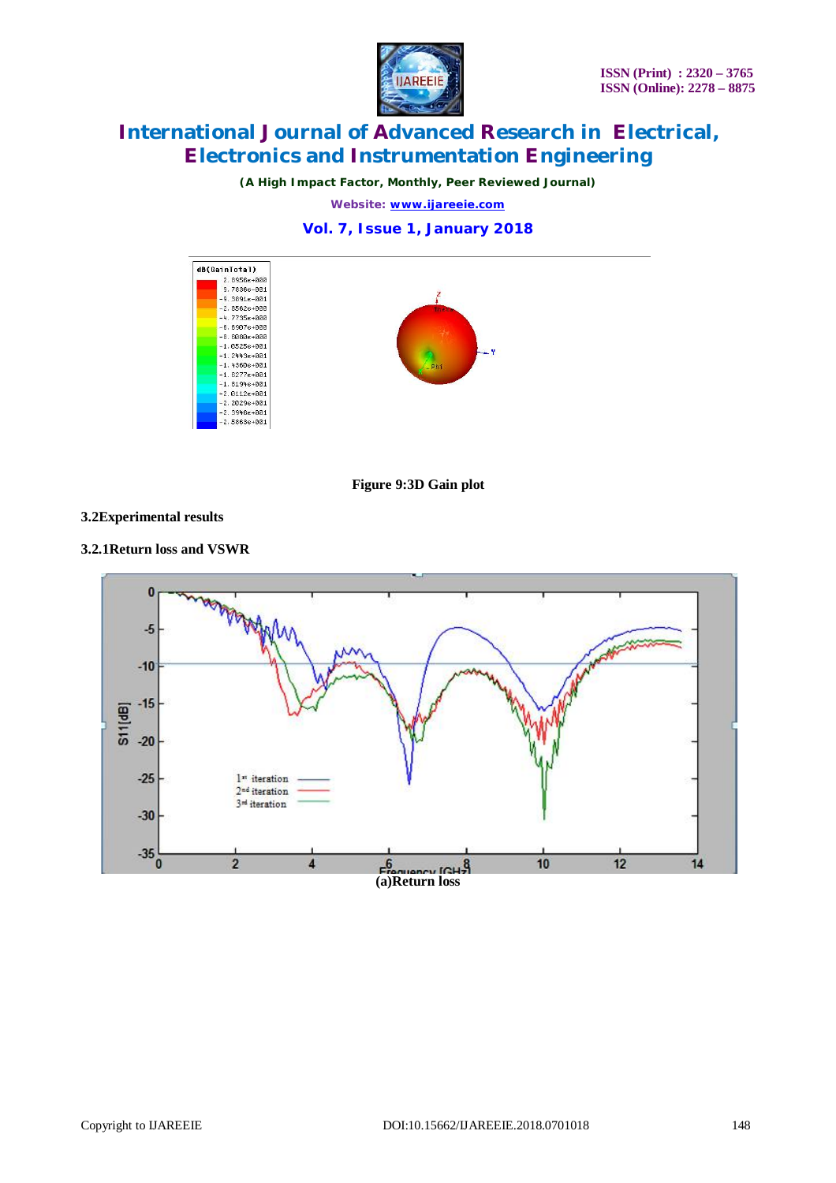Figure 9:3D Gain plot

### 3.2Experimental results

#### 3.2.1Return loss and VSWR

(a)Return loss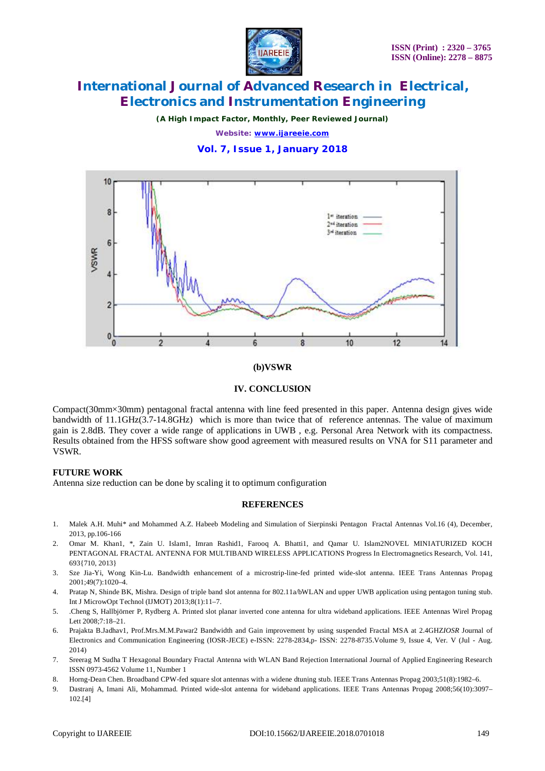(b)VSWR

## IV. CONCLUSION

Compact(30mm×30mm) pentagonal fractal antenna with line feed presented in this paper. Antenna design gives wide bandwidth of 11.1GHz(3.7-14.8GHz) which is more than twice that of reference antennas. The value of maximum gain is 2.8dB. They cover a wide range of applications in UWB , e.g. Personal Area Network with its compactness. Results obtained from the HFSS software show good agreement with measured results on VNA for S11 parameter and VSWR.

### FUTURE WORK

Antenna size reduction can be done by scaling it to optimum configuration

## REFERENCES

1. Malek A.H. Muhi* and Mohammed A.Z. Habeeb Modeling and Simulation of Sierpinski Pentagon Fractal Antennas Vol.16 (4), December, 2013, pp.106-166
2. Omar M. Khan1, *, Zain U. Islam1, Imran Rashid1, Farooq A. Bhatti1, and Qamar U. Islam2NOVEL MINIATURIZED KOCH PENTAGONAL FRACTAL ANTENNA FOR MULTIBAND WIRELESS APPLICATIONS Progress In Electromagnetics Research, Vol. 141, 693{710, 2013}
3. Sze Jia-Yi, Wong Kin-Lu. Bandwidth enhancement of a microstrip-line-fed printed wide-slot antenna. IEEE Trans Antennas Propag 2001;49(7):1020–4.
4. Pratap N, Shinde BK, Mishra. Design of triple band slot antenna for 802.11a/bWLAN and upper UWB application using pentagon tuning stub. Int J MicrowOpt Technol (IJMOT) 2013;8(1):11–7.
5. .Cheng S, Hallbjörner P, Rydberg A. Printed slot planar inverted cone antenna for ultra wideband applications. IEEE Antennas Wirel Propag Lett 2008;7:18–21.
6. Prajakta B.Jadhav1, Prof.Mrs.M.M.Pawar2 Bandwidth and Gain improvement by using suspended Fractal MSA at 2.4GHZ*IOSR* Journal of Electronics and Communication Engineering (IOSR-JECE) e-ISSN: 2278-2834,p- ISSN: 2278-8735.Volume 9, Issue 4, Ver. V (Jul - Aug. 2014)
7. Sreerag M Sudha T Hexagonal Boundary Fractal Antenna with WLAN Band Rejection International Journal of Applied Engineering Research ISSN 0973-4562 Volume 11, Number 1
8. Horng-Dean Chen. Broadband CPW-fed square slot antennas with a widene dtuning stub. IEEE Trans Antennas Propag 2003;51(8):1982–6.
9. Dastranj A, Imani Ali, Mohammad. Printed wide-slot antenna for wideband applications. IEEE Trans Antennas Propag 2008;56(10):3097–102.[4]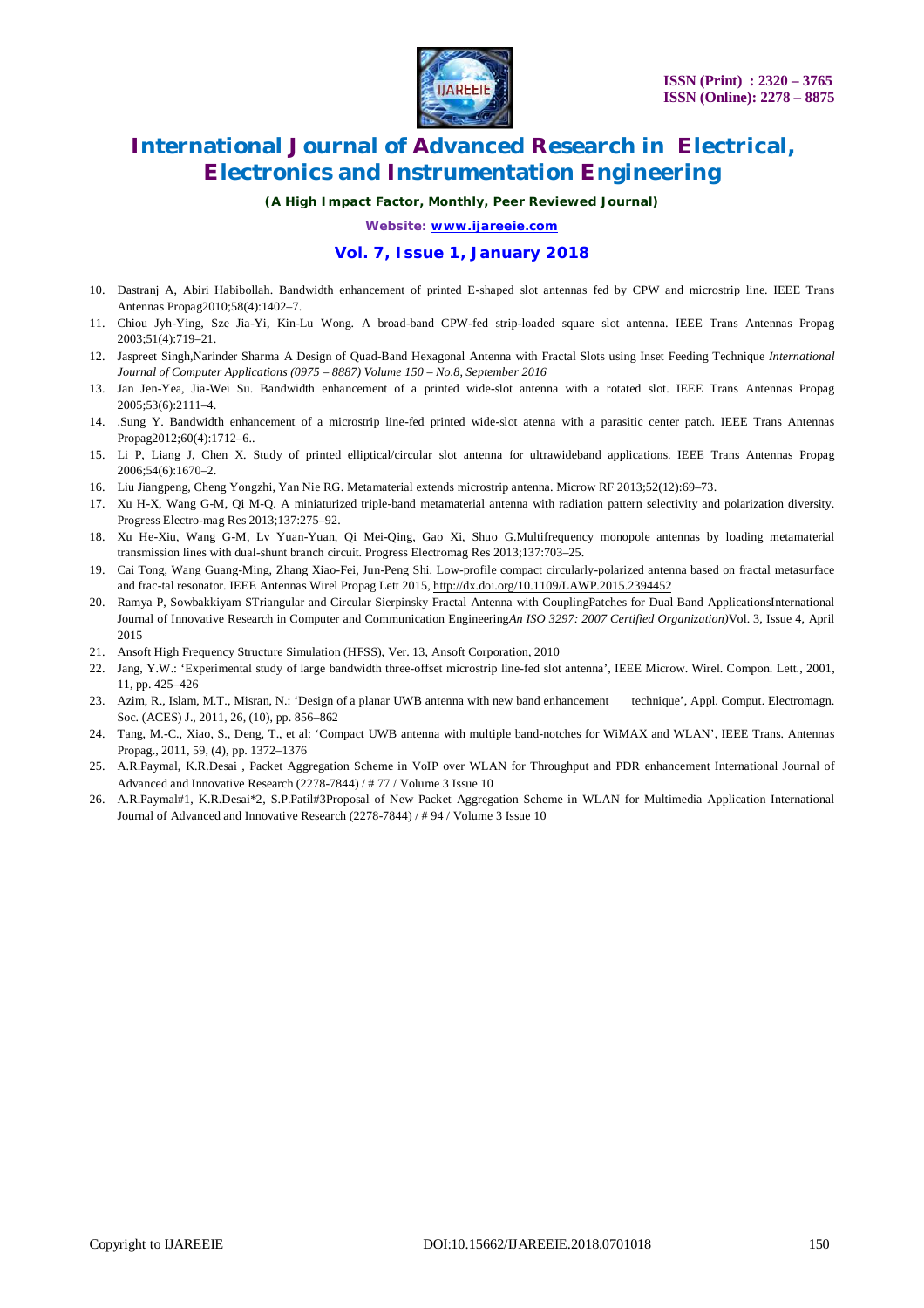10. Dastranj A, Abiri Habibollah. Bandwidth enhancement of printed E-shaped slot antennas fed by CPW and microstrip line. IEEE Trans Antennas Propag2010;58(4):1402–7.
11. Chiou Jyh-Ying, Sze Jia-Yi, Kin-Lu Wong. A broad-band CPW-fed strip-loaded square slot antenna. IEEE Trans Antennas Propag 2003;51(4):719–21.
12. Jaspreet Singh,Narinder Sharma A Design of Quad-Band Hexagonal Antenna with Fractal Slots using Inset Feeding Technique *International Journal of Computer Applications (0975 – 8887) Volume 150 – No.8, September 2016*
13. Jan Jen-Yea, Jia-Wei Su. Bandwidth enhancement of a printed wide-slot antenna with a rotated slot. IEEE Trans Antennas Propag 2005;53(6):2111–4.
14. .Sung Y. Bandwidth enhancement of a microstrip line-fed printed wide-slot atenna with a parasitic center patch. IEEE Trans Antennas Propag2012;60(4):1712–6..
15. Li P, Liang J, Chen X. Study of printed elliptical/circular slot antenna for ultrawideband applications. IEEE Trans Antennas Propag 2006;54(6):1670–2.
16. Liu Jiangpeng, Cheng Yongzhi, Yan Nie RG. Metamaterial extends microstrip antenna. Microw RF 2013;52(12):69–73.
17. Xu H-X, Wang G-M, Qi M-Q. A miniaturized triple-band metamaterial antenna with radiation pattern selectivity and polarization diversity. Progress Electro-mag Res 2013;137:275–92.
18. Xu He-Xiu, Wang G-M, Lv Yuan-Yuan, Qi Mei-Qing, Gao Xi, Shuo G.Multifrequency monopole antennas by loading metamaterial transmission lines with dual-shunt branch circuit. Progress Electromag Res 2013;137:703–25.
19. Cai Tong, Wang Guang-Ming, Zhang Xiao-Fei, Jun-Peng Shi. Low-profile compact circularly-polarized antenna based on fractal metasurface and frac-tal resonator. IEEE Antennas Wirel Propag Lett 2015, http://dx.doi.org/10.1109/LAWP.2015.2394452
20. Ramya P, Sowbakkiyam STriangular and Circular Sierpinsky Fractal Antenna with CouplingPatches for Dual Band ApplicationsInternational Journal of Innovative Research in Computer and Communication Engineering*An ISO 3297: 2007 Certified Organization)*Vol. 3, Issue 4, April 2015
21. Ansoft High Frequency Structure Simulation (HFSS), Ver. 13, Ansoft Corporation, 2010
22. Jang, Y.W.: 'Experimental study of large bandwidth three-offset microstrip line-fed slot antenna', IEEE Microw. Wirel. Compon. Lett., 2001, 11, pp. 425–426
23. Azim, R., Islam, M.T., Misran, N.: 'Design of a planar UWB antenna with new band enhancement technique', Appl. Comput. Electromagn. Soc. (ACES) J., 2011, 26, (10), pp. 856–862
24. Tang, M.-C., Xiao, S., Deng, T., et al: 'Compact UWB antenna with multiple band-notches for WiMAX and WLAN', IEEE Trans. Antennas Propag., 2011, 59, (4), pp. 1372–1376
25. A.R.Paymal, K.R.Desai , Packet Aggregation Scheme in VoIP over WLAN for Throughput and PDR enhancement International Journal of Advanced and Innovative Research (2278-7844) / # 77 / Volume 3 Issue 10
26. A.R.Paymal#1, K.R.Desai*2, S.P.Patil#3Proposal of New Packet Aggregation Scheme in WLAN for Multimedia Application International Journal of Advanced and Innovative Research (2278-7844) / # 94 / Volume 3 Issue 10